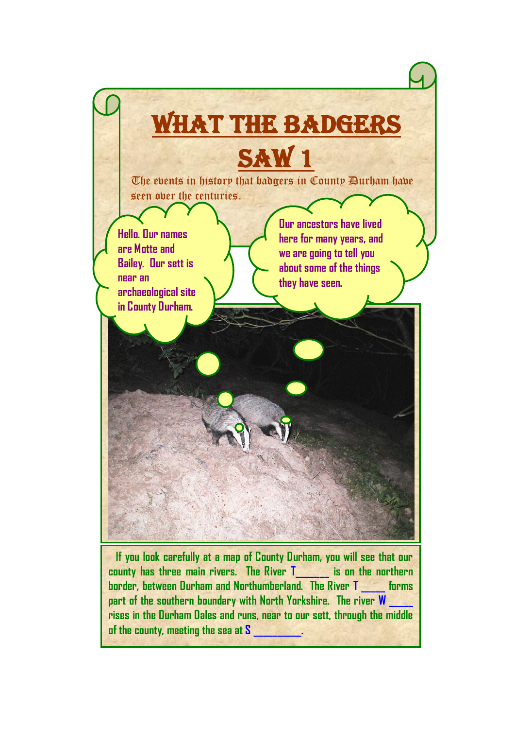# WHAT THE BADGERS SAW 1

The events in history that badgers in County Durham have seen over the centuries.

Hello. Our names are Motte and Bailey. Our sett is near an archaeological site in County Durham.

Our ancestors have lived here for many years, and we are going to tell you about some of the things they have seen.

If you look carefully at a map of County Durham, you will see that our county has three main rivers. The River T_______ is on the northern border, between Durham and Northumberland. The River T _____ forms part of the southern boundary with North Yorkshire. The river W _____ rises in the Durham Dales and runs, near to our sett, through the middle of the county, meeting the sea at S __________.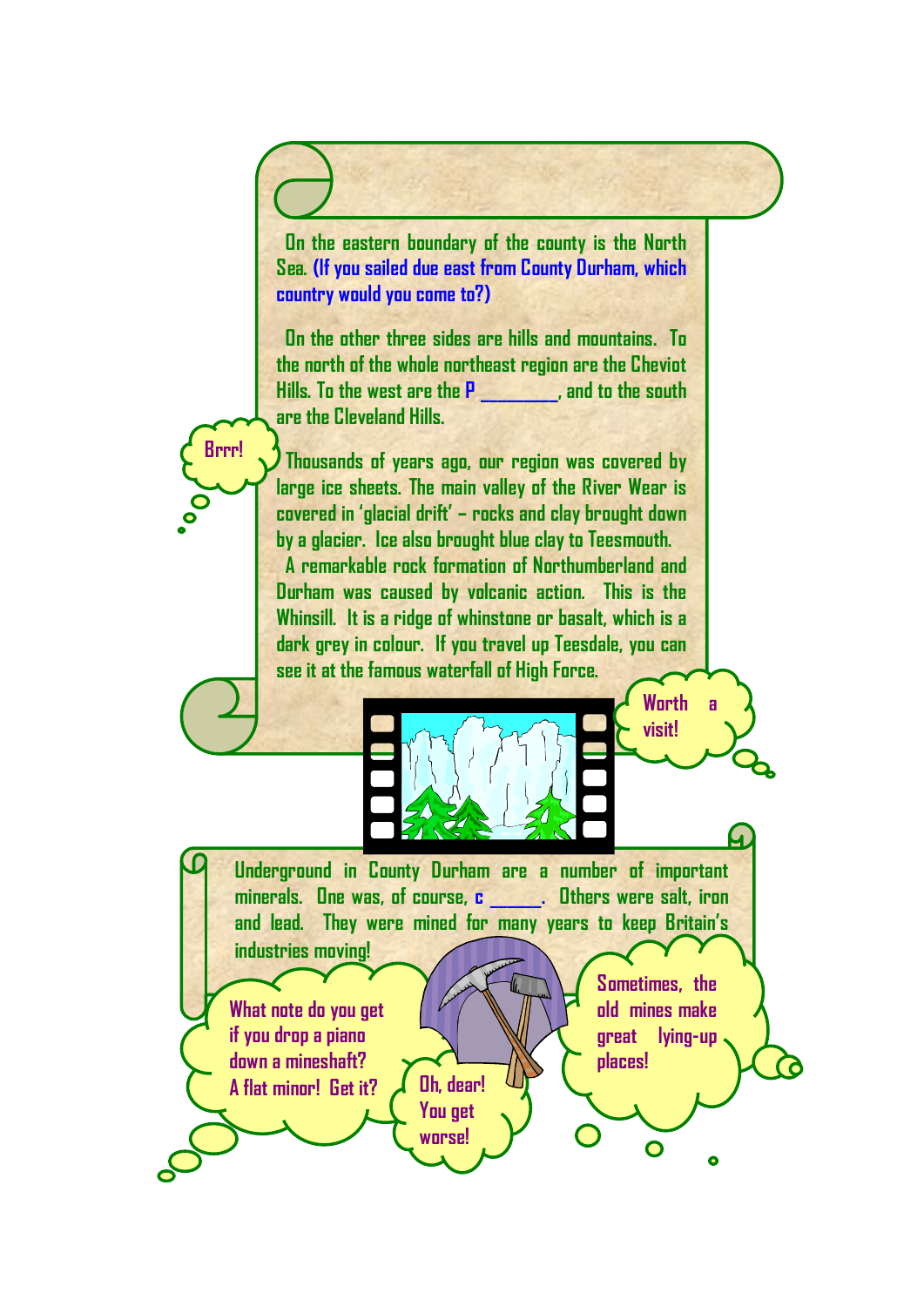On the eastern boundary of the county is the North Sea. **(If you sailed due east from County Durham, which country would you come to?)**

On the other three sides are hills and mountains. To the north of the whole northeast region are the Cheviot Hills. To the west are the **P** _________, and to the south are the Cleveland Hills.

Brrr!

Thousands of years ago, our region was covered by large ice sheets. The main valley of the River Wear is covered in 'glacial drift' – rocks and clay brought down by a glacier. Ice also brought blue clay to Teesmouth.

A remarkable rock formation of Northumberland and Durham was caused by volcanic action. This is the Whinsill. It is a ridge of whinstone or basalt, which is a dark grey in colour. If you travel up Teesdale, you can see it at the famous waterfall of High Force.

Worth a visit!

Underground in County Durham are a number of important minerals. One was, of course, **c** ______. Others were salt, iron and lead. They were mined for many years to keep Britain's industries moving!

What note do you get if you drop a piano down a mineshaft? A flat minor! Get it?

Oh, dear! You get worse!

Sometimes, the old mines make great lying-up places!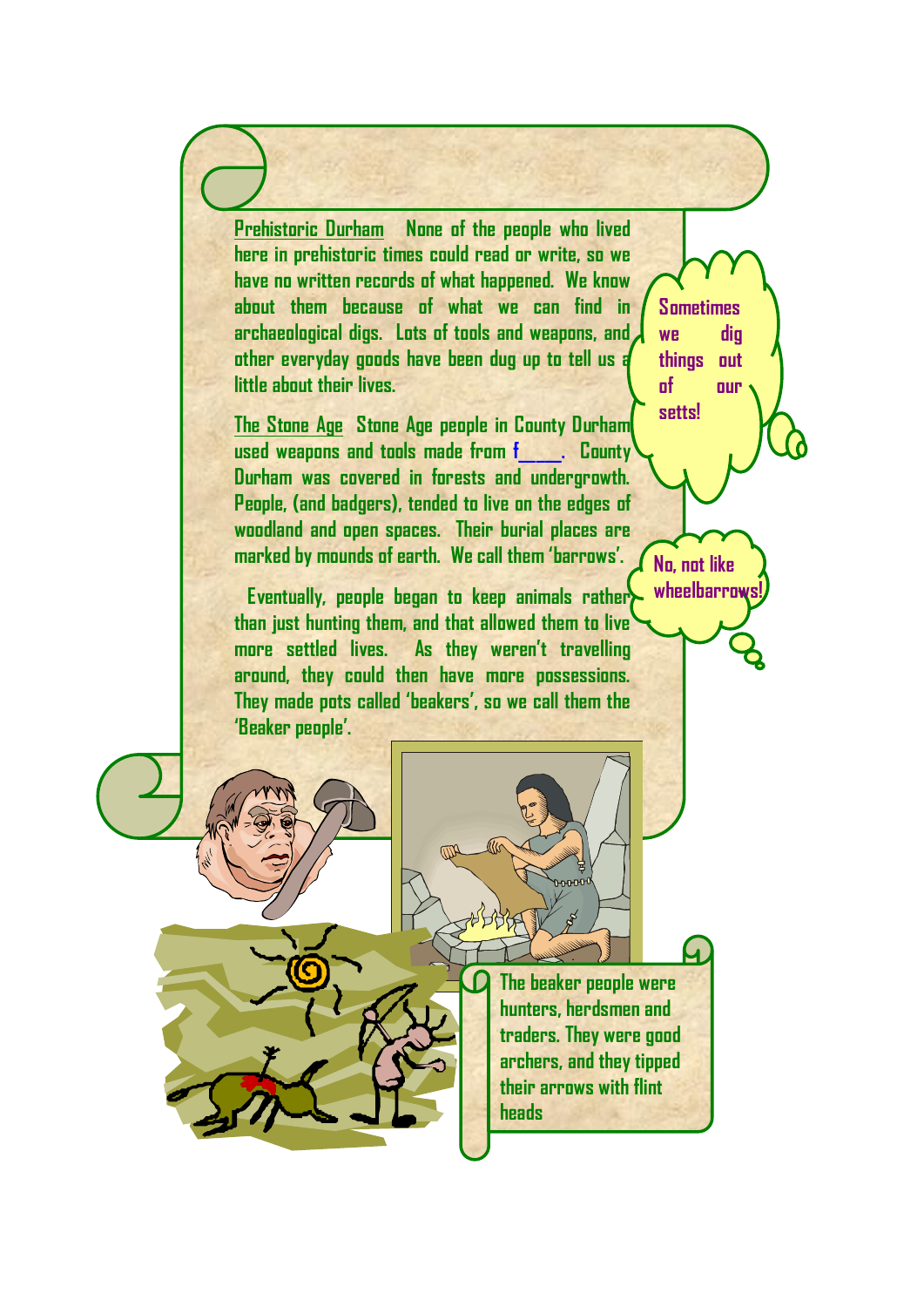Prehistoric Durham None of the people who lived here in prehistoric times could read or write, so we have no written records of what happened. We know about them because of what we can find in archaeological digs. Lots of tools and weapons, and other everyday goods have been dug up to tell us a little about their lives.

Sometimes we dig things out of our setts!

The Stone Age Stone Age people in County Durham used weapons and tools made from f____. County Durham was covered in forests and undergrowth. People, (and badgers), tended to live on the edges of woodland and open spaces. Their burial places are marked by mounds of earth. We call them 'barrows'.

No, not like wheelbarrows!

Eventually, people began to keep animals rather than just hunting them, and that allowed them to live more settled lives. As they weren't travelling around, they could then have more possessions. They made pots called 'beakers', so we call them the 'Beaker people'.

The beaker people were hunters, herdsmen and traders. They were good archers, and they tipped their arrows with flint heads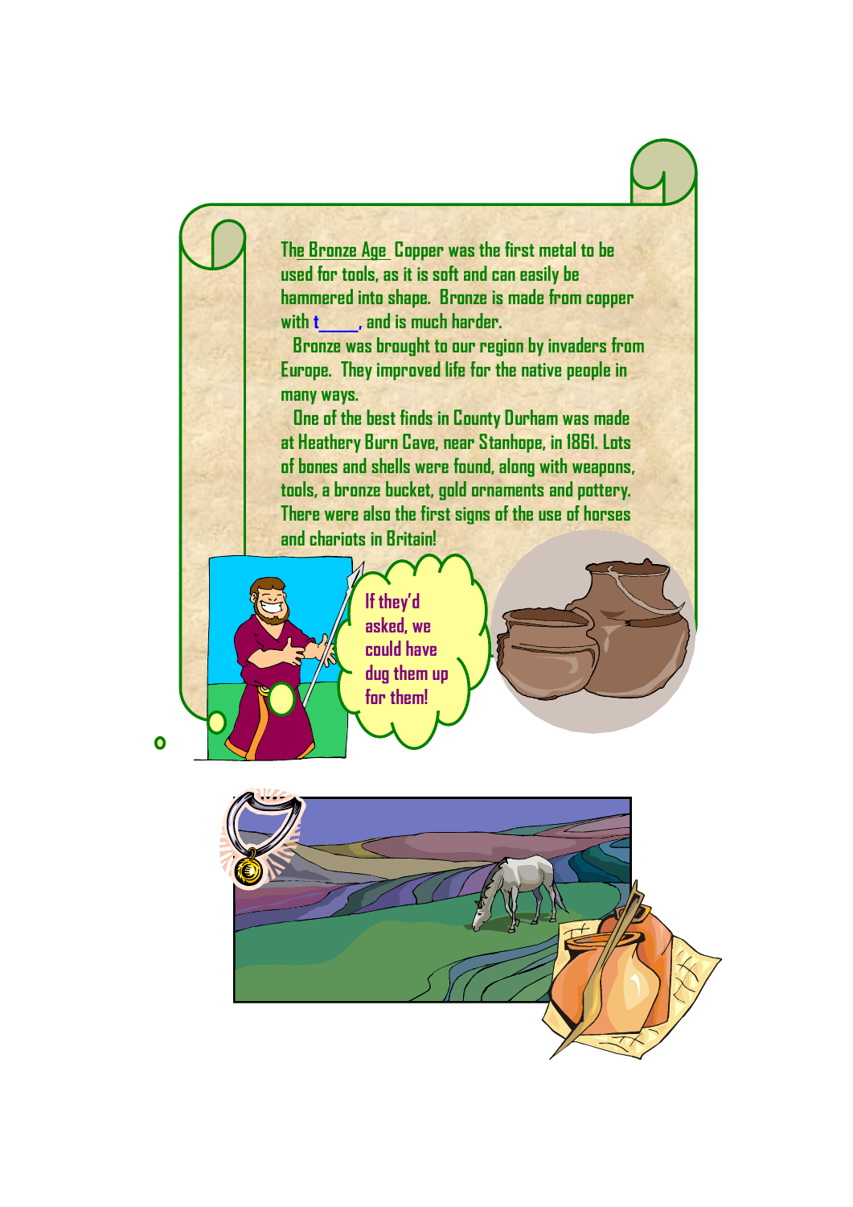The Bronze Age Copper was the first metal to be used for tools, as it is soft and can easily be hammered into shape. Bronze is made from copper with t\_\_\_\_\_, and is much harder.

Bronze was brought to our region by invaders from Europe. They improved life for the native people in many ways.

One of the best finds in County Durham was made at Heathery Burn Cave, near Stanhope, in 1861. Lots of bones and shells were found, along with weapons, tools, a bronze bucket, gold ornaments and pottery. There were also the first signs of the use of horses and chariots in Britain!

If they'd asked, we could have dug them up for them!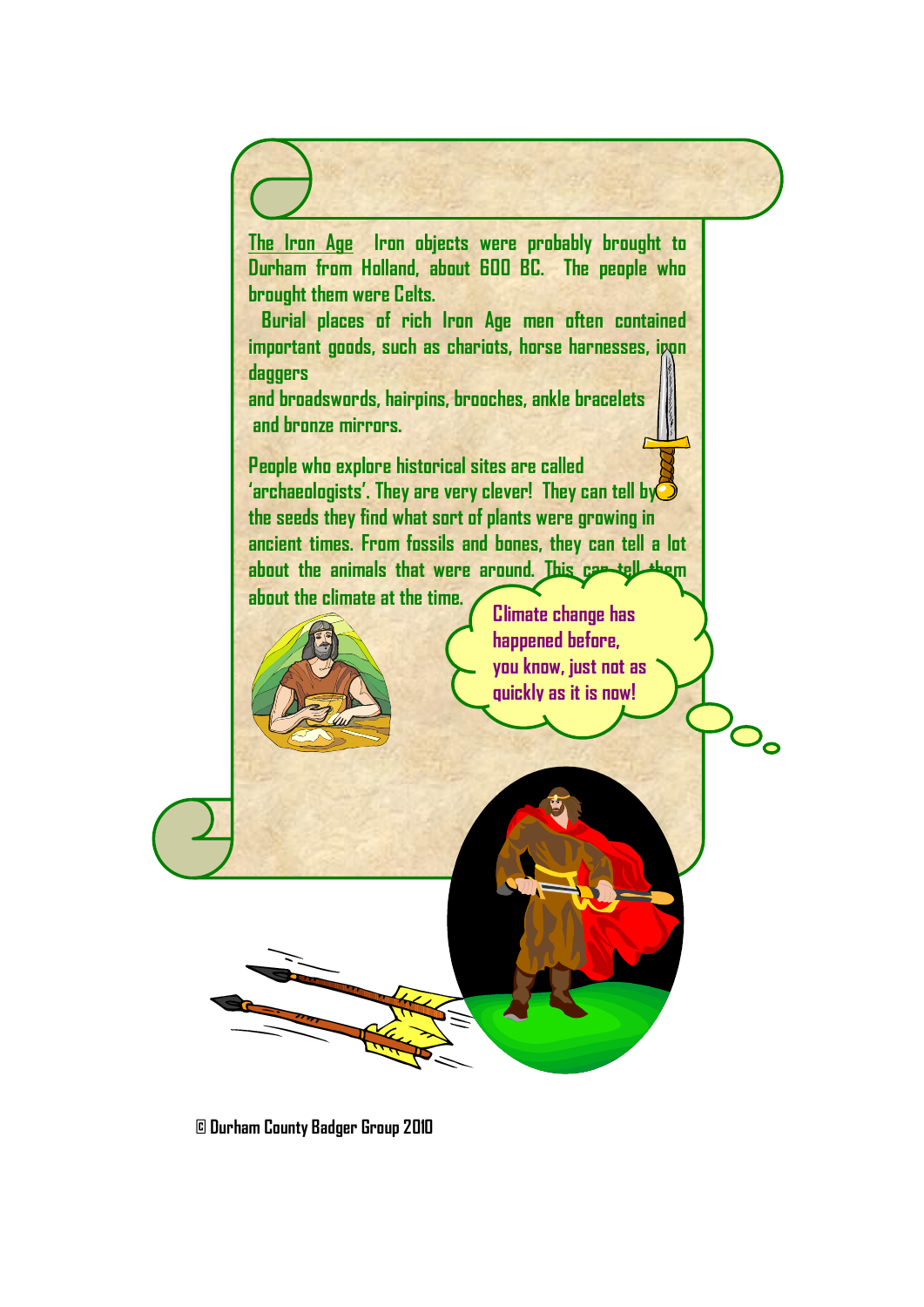<u>The Iron Age</u> Iron objects were probably brought to Durham from Holland, about 600 BC. The people who brought them were Celts.

Burial places of rich Iron Age men often contained important goods, such as chariots, horse harnesses, iron daggers and broadswords, hairpins, brooches, ankle bracelets and bronze mirrors.

People who explore historical sites are called 'archaeologists'. They are very clever! They can tell by the seeds they find what sort of plants were growing in ancient times. From fossils and bones, they can tell a lot about the animals that were around. This can tell them about the climate at the time.

Climate change has happened before, you know, just not as quickly as it is now!

© Durham County Badger Group 2010